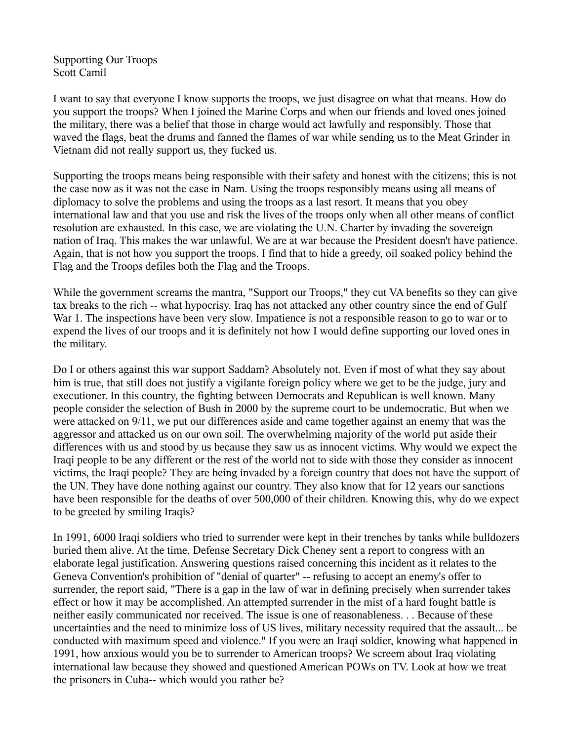Supporting Our Troops
Scott Camil

I want to say that everyone I know supports the troops, we just disagree on what that means. How do you support the troops? When I joined the Marine Corps and when our friends and loved ones joined the military, there was a belief that those in charge would act lawfully and responsibly. Those that waved the flags, beat the drums and fanned the flames of war while sending us to the Meat Grinder in Vietnam did not really support us, they fucked us.

Supporting the troops means being responsible with their safety and honest with the citizens; this is not the case now as it was not the case in Nam. Using the troops responsibly means using all means of diplomacy to solve the problems and using the troops as a last resort. It means that you obey international law and that you use and risk the lives of the troops only when all other means of conflict resolution are exhausted. In this case, we are violating the U.N. Charter by invading the sovereign nation of Iraq. This makes the war unlawful. We are at war because the President doesn't have patience. Again, that is not how you support the troops. I find that to hide a greedy, oil soaked policy behind the Flag and the Troops defiles both the Flag and the Troops.

While the government screams the mantra, "Support our Troops," they cut VA benefits so they can give tax breaks to the rich -- what hypocrisy. Iraq has not attacked any other country since the end of Gulf War 1. The inspections have been very slow. Impatience is not a responsible reason to go to war or to expend the lives of our troops and it is definitely not how I would define supporting our loved ones in the military.

Do I or others against this war support Saddam? Absolutely not. Even if most of what they say about him is true, that still does not justify a vigilante foreign policy where we get to be the judge, jury and executioner. In this country, the fighting between Democrats and Republican is well known. Many people consider the selection of Bush in 2000 by the supreme court to be undemocratic. But when we were attacked on 9/11, we put our differences aside and came together against an enemy that was the aggressor and attacked us on our own soil. The overwhelming majority of the world put aside their differences with us and stood by us because they saw us as innocent victims. Why would we expect the Iraqi people to be any different or the rest of the world not to side with those they consider as innocent victims, the Iraqi people? They are being invaded by a foreign country that does not have the support of the UN. They have done nothing against our country. They also know that for 12 years our sanctions have been responsible for the deaths of over 500,000 of their children. Knowing this, why do we expect to be greeted by smiling Iraqis?

In 1991, 6000 Iraqi soldiers who tried to surrender were kept in their trenches by tanks while bulldozers buried them alive. At the time, Defense Secretary Dick Cheney sent a report to congress with an elaborate legal justification. Answering questions raised concerning this incident as it relates to the Geneva Convention's prohibition of "denial of quarter" -- refusing to accept an enemy's offer to surrender, the report said, "There is a gap in the law of war in defining precisely when surrender takes effect or how it may be accomplished. An attempted surrender in the mist of a hard fought battle is neither easily communicated nor received. The issue is one of reasonableness. . . Because of these uncertainties and the need to minimize loss of US lives, military necessity required that the assault... be conducted with maximum speed and violence." If you were an Iraqi soldier, knowing what happened in 1991, how anxious would you be to surrender to American troops? We scream about Iraq violating international law because they showed and questioned American POWs on TV. Look at how we treat the prisoners in Cuba-- which would you rather be?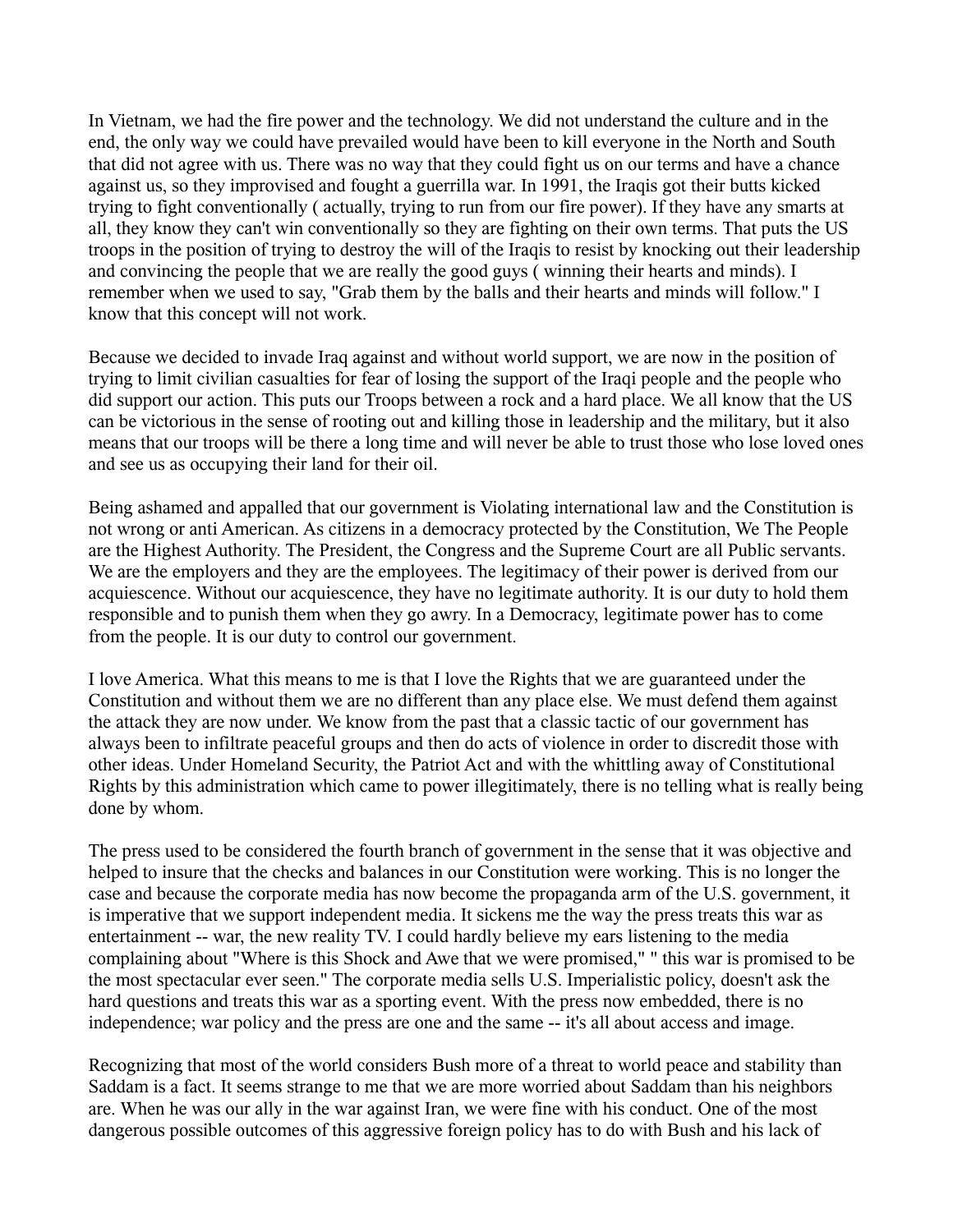In Vietnam, we had the fire power and the technology. We did not understand the culture and in the end, the only way we could have prevailed would have been to kill everyone in the North and South that did not agree with us. There was no way that they could fight us on our terms and have a chance against us, so they improvised and fought a guerrilla war. In 1991, the Iraqis got their butts kicked trying to fight conventionally ( actually, trying to run from our fire power). If they have any smarts at all, they know they can't win conventionally so they are fighting on their own terms. That puts the US troops in the position of trying to destroy the will of the Iraqis to resist by knocking out their leadership and convincing the people that we are really the good guys ( winning their hearts and minds). I remember when we used to say, "Grab them by the balls and their hearts and minds will follow." I know that this concept will not work.

Because we decided to invade Iraq against and without world support, we are now in the position of trying to limit civilian casualties for fear of losing the support of the Iraqi people and the people who did support our action. This puts our Troops between a rock and a hard place. We all know that the US can be victorious in the sense of rooting out and killing those in leadership and the military, but it also means that our troops will be there a long time and will never be able to trust those who lose loved ones and see us as occupying their land for their oil.

Being ashamed and appalled that our government is Violating international law and the Constitution is not wrong or anti American. As citizens in a democracy protected by the Constitution, We The People are the Highest Authority. The President, the Congress and the Supreme Court are all Public servants. We are the employers and they are the employees. The legitimacy of their power is derived from our acquiescence. Without our acquiescence, they have no legitimate authority. It is our duty to hold them responsible and to punish them when they go awry. In a Democracy, legitimate power has to come from the people. It is our duty to control our government.

I love America. What this means to me is that I love the Rights that we are guaranteed under the Constitution and without them we are no different than any place else. We must defend them against the attack they are now under. We know from the past that a classic tactic of our government has always been to infiltrate peaceful groups and then do acts of violence in order to discredit those with other ideas. Under Homeland Security, the Patriot Act and with the whittling away of Constitutional Rights by this administration which came to power illegitimately, there is no telling what is really being done by whom.

The press used to be considered the fourth branch of government in the sense that it was objective and helped to insure that the checks and balances in our Constitution were working. This is no longer the case and because the corporate media has now become the propaganda arm of the U.S. government, it is imperative that we support independent media. It sickens me the way the press treats this war as entertainment -- war, the new reality TV. I could hardly believe my ears listening to the media complaining about "Where is this Shock and Awe that we were promised," " this war is promised to be the most spectacular ever seen." The corporate media sells U.S. Imperialistic policy, doesn't ask the hard questions and treats this war as a sporting event. With the press now embedded, there is no independence; war policy and the press are one and the same -- it's all about access and image.

Recognizing that most of the world considers Bush more of a threat to world peace and stability than Saddam is a fact. It seems strange to me that we are more worried about Saddam than his neighbors are. When he was our ally in the war against Iran, we were fine with his conduct. One of the most dangerous possible outcomes of this aggressive foreign policy has to do with Bush and his lack of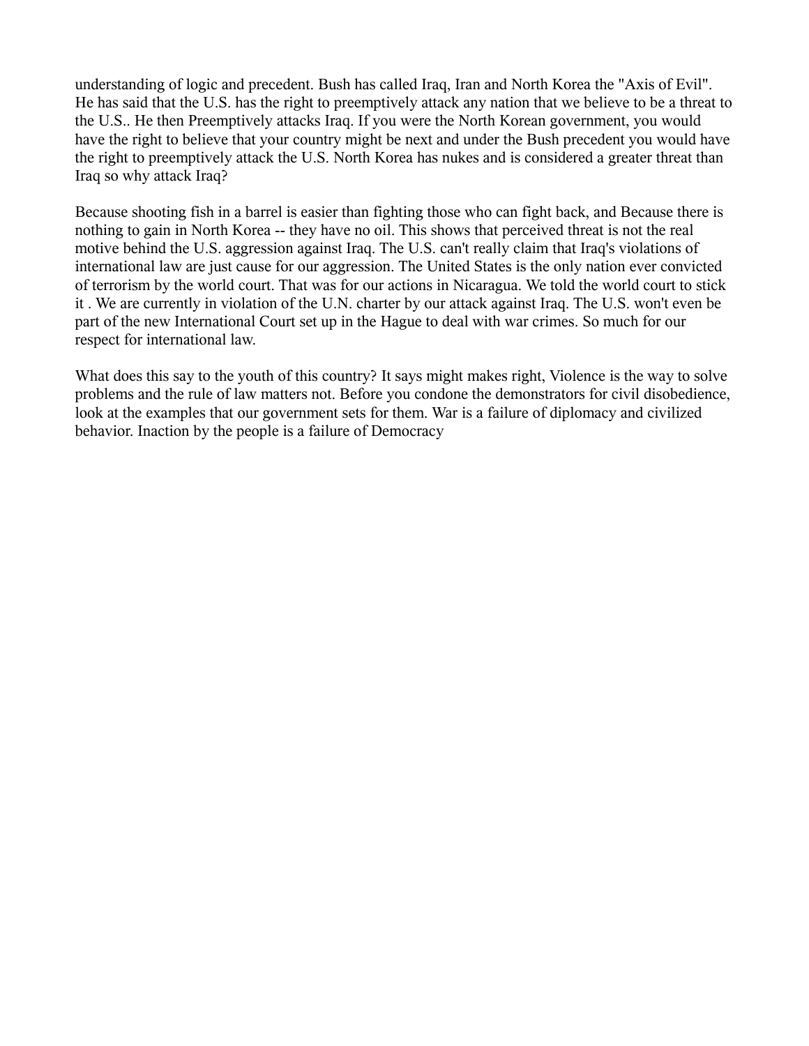understanding of logic and precedent. Bush has called Iraq, Iran and North Korea the "Axis of Evil". He has said that the U.S. has the right to preemptively attack any nation that we believe to be a threat to the U.S.. He then Preemptively attacks Iraq. If you were the North Korean government, you would have the right to believe that your country might be next and under the Bush precedent you would have the right to preemptively attack the U.S. North Korea has nukes and is considered a greater threat than Iraq so why attack Iraq?

Because shooting fish in a barrel is easier than fighting those who can fight back, and Because there is nothing to gain in North Korea -- they have no oil. This shows that perceived threat is not the real motive behind the U.S. aggression against Iraq. The U.S. can't really claim that Iraq's violations of international law are just cause for our aggression. The United States is the only nation ever convicted of terrorism by the world court. That was for our actions in Nicaragua. We told the world court to stick it . We are currently in violation of the U.N. charter by our attack against Iraq. The U.S. won't even be part of the new International Court set up in the Hague to deal with war crimes. So much for our respect for international law.

What does this say to the youth of this country? It says might makes right, Violence is the way to solve problems and the rule of law matters not. Before you condone the demonstrators for civil disobedience, look at the examples that our government sets for them. War is a failure of diplomacy and civilized behavior. Inaction by the people is a failure of Democracy